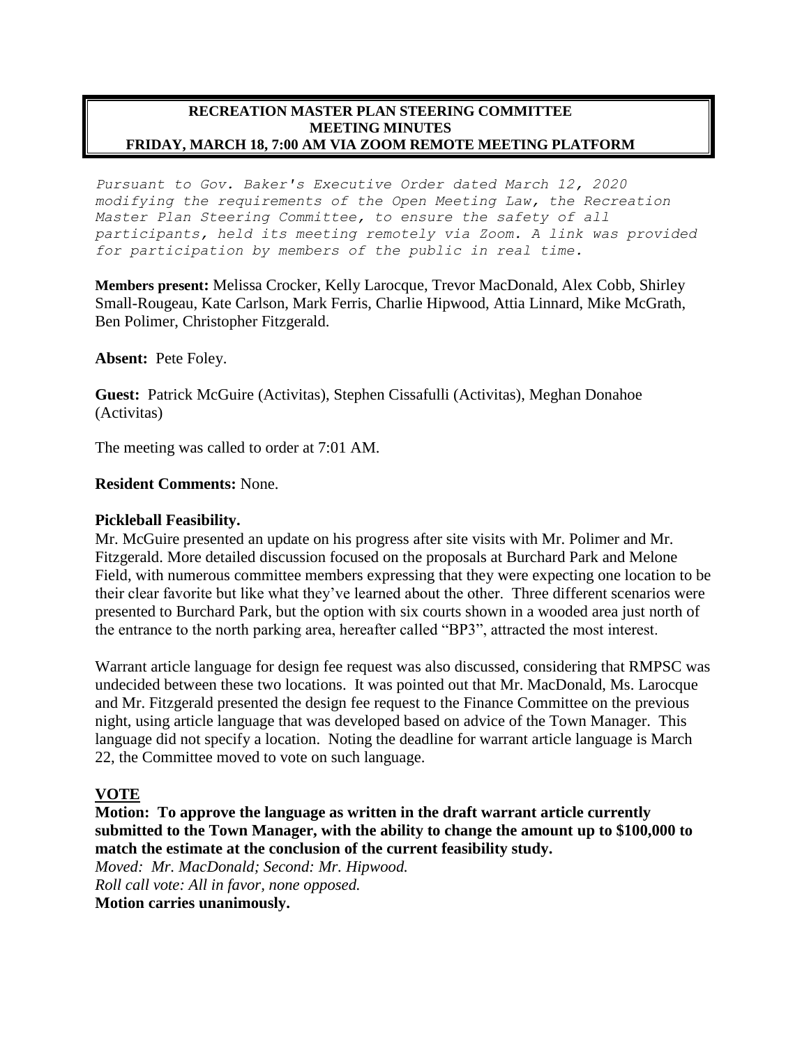# RECREATION MASTER PLAN STEERING COMMITTEE
## MEETING MINUTES
### FRIDAY, MARCH 18, 7:00 AM VIA ZOOM REMOTE MEETING PLATFORM

*Pursuant to Gov. Baker's Executive Order dated March 12, 2020 modifying the requirements of the Open Meeting Law, the Recreation Master Plan Steering Committee, to ensure the safety of all participants, held its meeting remotely via Zoom. A link was provided for participation by members of the public in real time.*

**Members present:** Melissa Crocker, Kelly Larocque, Trevor MacDonald, Alex Cobb, Shirley Small-Rougeau, Kate Carlson, Mark Ferris, Charlie Hipwood, Attia Linnard, Mike McGrath, Ben Polimer, Christopher Fitzgerald.

**Absent:** Pete Foley.

**Guest:** Patrick McGuire (Activitas), Stephen Cissafulli (Activitas), Meghan Donahoe (Activitas)

The meeting was called to order at 7:01 AM.

**Resident Comments:** None.

**Pickleball Feasibility.**

Mr. McGuire presented an update on his progress after site visits with Mr. Polimer and Mr. Fitzgerald. More detailed discussion focused on the proposals at Burchard Park and Melone Field, with numerous committee members expressing that they were expecting one location to be their clear favorite but like what they've learned about the other. Three different scenarios were presented to Burchard Park, but the option with six courts shown in a wooded area just north of the entrance to the north parking area, hereafter called "BP3", attracted the most interest.

Warrant article language for design fee request was also discussed, considering that RMPSC was undecided between these two locations. It was pointed out that Mr. MacDonald, Ms. Larocque and Mr. Fitzgerald presented the design fee request to the Finance Committee on the previous night, using article language that was developed based on advice of the Town Manager. This language did not specify a location. Noting the deadline for warrant article language is March 22, the Committee moved to vote on such language.

**VOTE**

**Motion: To approve the language as written in the draft warrant article currently submitted to the Town Manager, with the ability to change the amount up to $100,000 to match the estimate at the conclusion of the current feasibility study.**

*Moved: Mr. MacDonald; Second: Mr. Hipwood.*
*Roll call vote: All in favor, none opposed.*
**Motion carries unanimously.**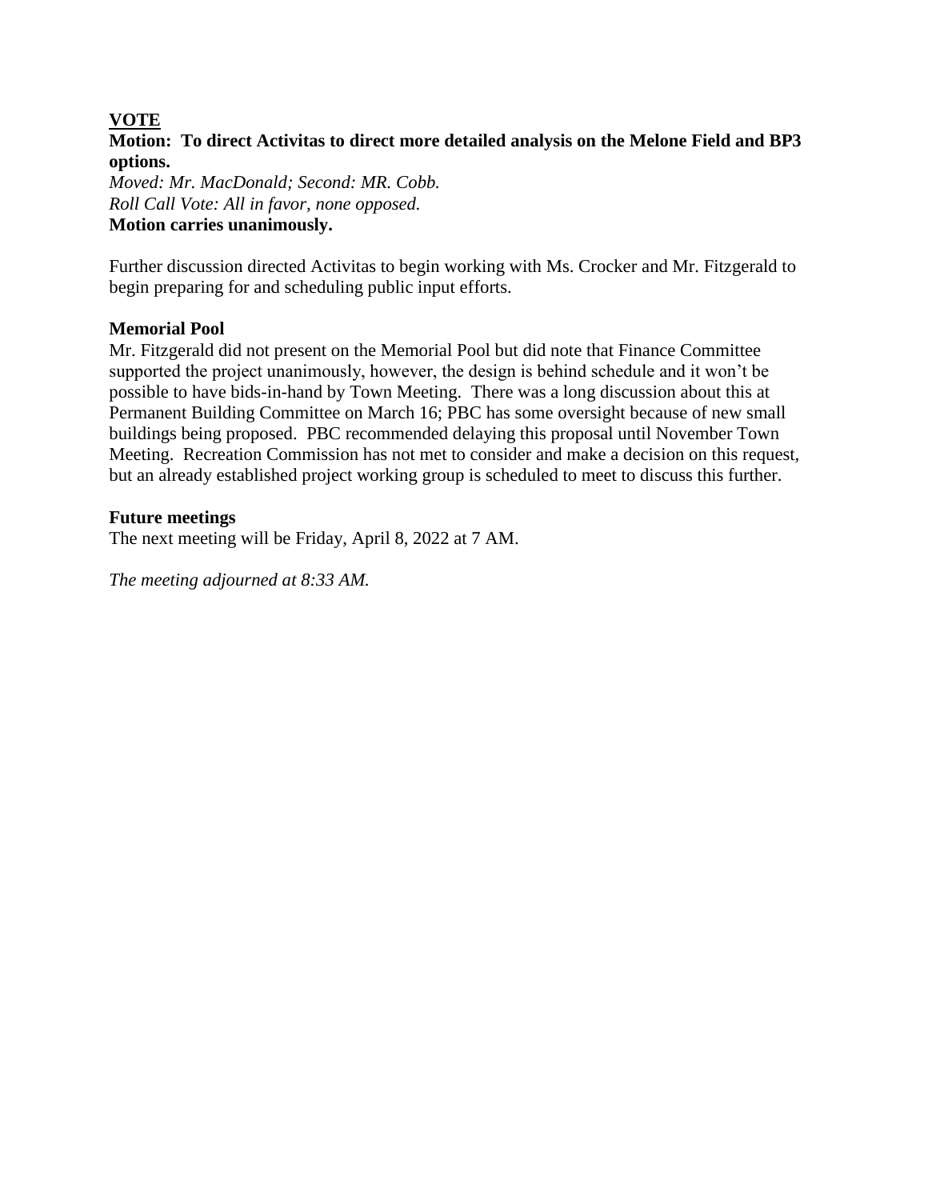**<u>VOTE</u>**

**Motion: To direct Activitas to direct more detailed analysis on the Melone Field and BP3 options.**

*Moved: Mr. MacDonald; Second: MR. Cobb.*
*Roll Call Vote: All in favor, none opposed.*
**Motion carries unanimously.**

Further discussion directed Activitas to begin working with Ms. Crocker and Mr. Fitzgerald to begin preparing for and scheduling public input efforts.

**Memorial Pool**

Mr. Fitzgerald did not present on the Memorial Pool but did note that Finance Committee supported the project unanimously, however, the design is behind schedule and it won't be possible to have bids-in-hand by Town Meeting. There was a long discussion about this at Permanent Building Committee on March 16; PBC has some oversight because of new small buildings being proposed. PBC recommended delaying this proposal until November Town Meeting. Recreation Commission has not met to consider and make a decision on this request, but an already established project working group is scheduled to meet to discuss this further.

**Future meetings**

The next meeting will be Friday, April 8, 2022 at 7 AM.

*The meeting adjourned at 8:33 AM.*